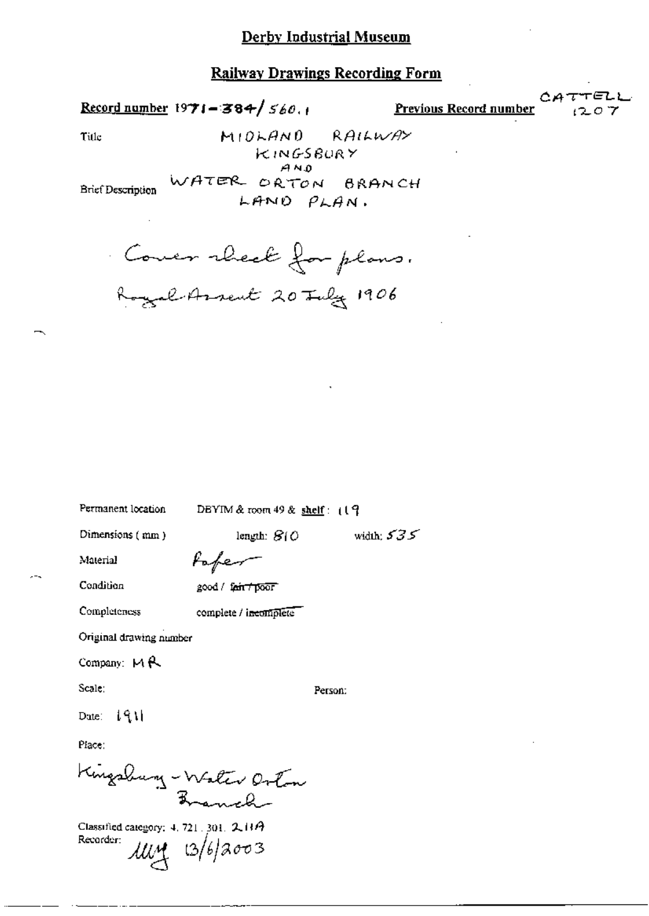# Derby Industrial Museum

## Railway Drawings Recording Form

**Record number** 1971-384/560.1 **Previous Record number** CATTELL 1207

Title

Brief Description: MIDLAND RAILWAY KINGSBURY AND WATER ORTON BRANCH LAND PLAN.

Cover sheet for plans.
Royal Assent 20 July 1906

Permanent location: DBYIM & room 49 & **shelf**: 119

Dimensions (mm): length: 810 width: 535

Material: Paper

Condition: good / ~~fair / poor~~

Completeness: complete / ~~incomplete~~

Original drawing number

Company: MR

Scale:

Person:

Date: 1911

Place:

Kingsbury - Water Orton Branch

Classified category: 4. 721. 301. 2.11A

Recorder: MMJ 13/6/2003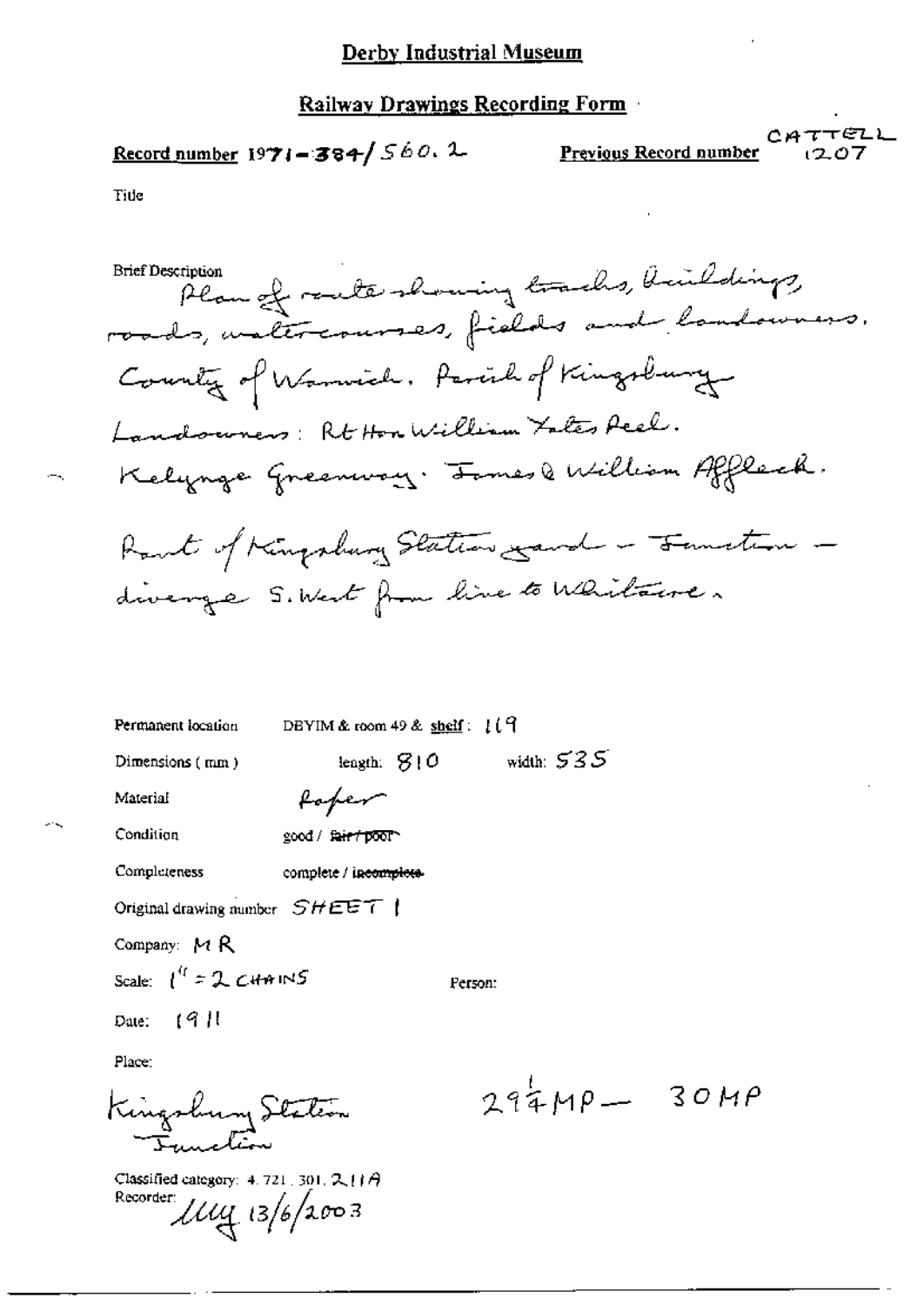# Derby Industrial Museum

## Railway Drawings Recording Form

**Record number** 1971-384/560.2 **Previous Record number** CATTELL 1207

Title

Brief Description
Plan of route showing tracks, buildings, roads, watercourses, fields and landowners.
County of Warwick. Parish of Kingsbury.
Landowners: Rt Hon William Yates Peel.
Kelynge Greenway. James & William Affleck.
Part of Kingsbury Station yard – Junction – diverge S. West from line to Whitacre.

Permanent location DBYIM & room 49 & shelf: 119

Dimensions (mm) length: 810 width: 535

Material Paper

Condition good / ~~fair / poor~~

Completeness complete / ~~incomplete~~

Original drawing number SHEET 1

Company: MR

Scale: 1" = 2 CHAINS

Person:

Date: 1911

Place:
Kingsbury Station Junction

29¼MP – 30MP

Classified category: 4.721.301.211A
Recorder: LLW 13/6/2003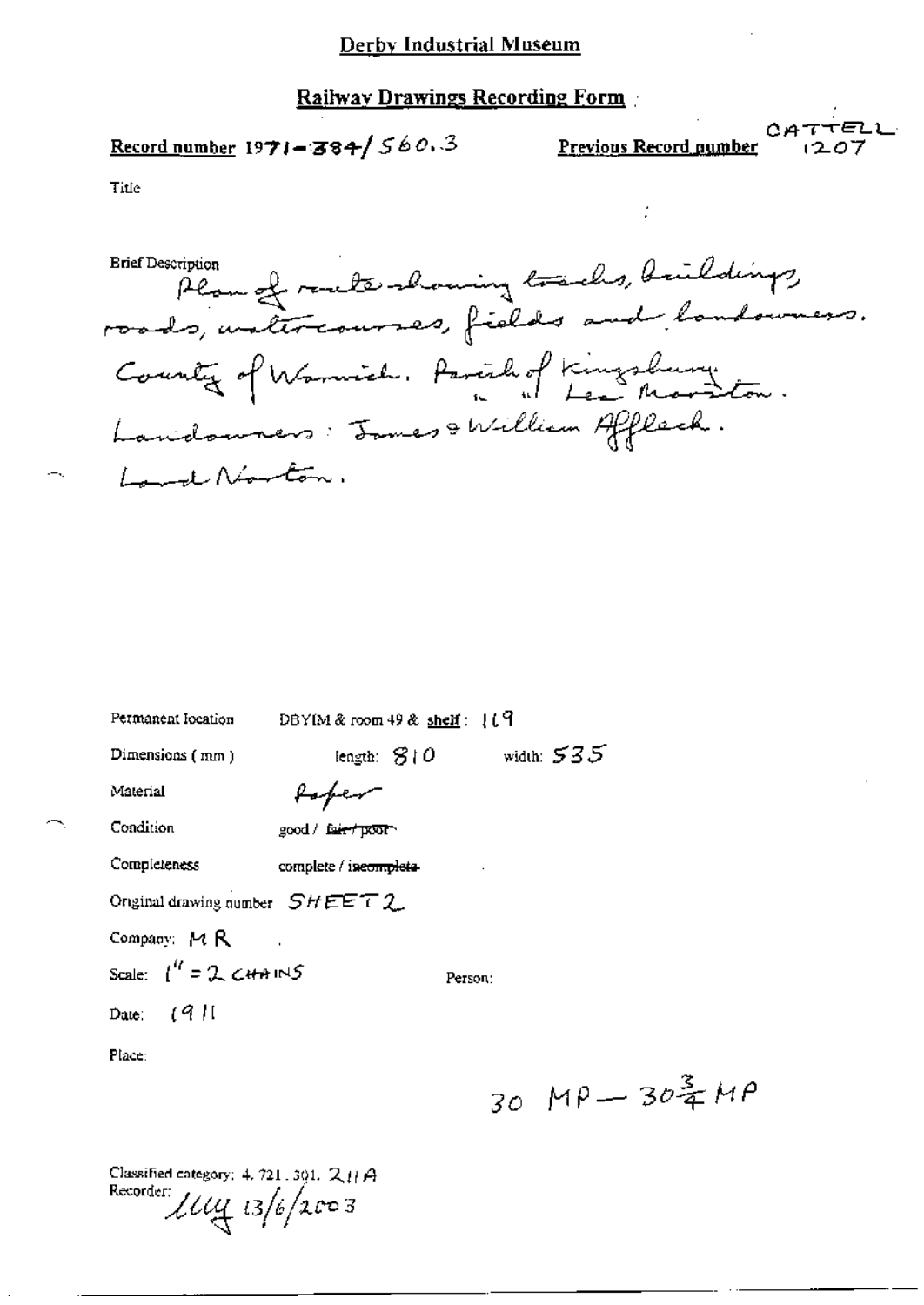## Derby Industrial Museum

### Railway Drawings Recording Form

**Record number** 1971-384/560.3 **Previous Record number** CATTELL 1207

Title

Brief Description
Plan of route showing tracks, buildings, roads, watercourses, fields and landowners. County of Warwick. Parish of Kingsbury. " " Lea Marston. Landowners: James & William Affleck. Lord Norton.

Permanent location DBYIM & room 49 & **shelf**: 119

Dimensions (mm) length: 810 width: 535

Material Paper

Condition good / ~~fair / poor~~

Completeness complete / ~~incomplete~~

Original drawing number SHEET 2

Company: MR

Scale: 1" = 2 CHAINS Person:

Date: 1911

Place:

30 MP — 30¾ MP

Classified category: 4.721.301. 211A
Recorder: lly 13/6/2003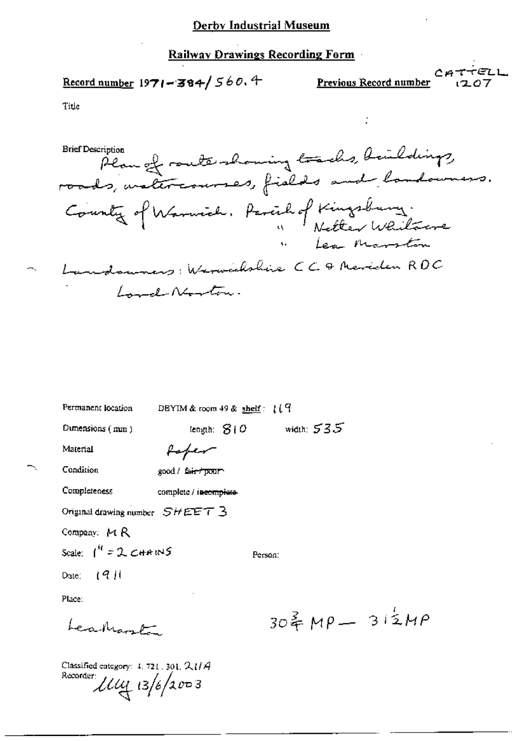# Derby Industrial Museum

## Railway Drawings Recording Form

**Record number** 1971-384/560.4

**Previous Record number** CATTELL 1207

Title

Brief Description
Plan of route showing tracks, buildings, roads, watercourses, fields and landowners.
County of Warwick. Parish of Kingsbury.
" Nether Whitacre
" Lea Marston
Landowners: Warwickshire CC & Meriden RDC
Lord Norton.

Permanent location DBYIM & room 49 & shelf: 119

Dimensions (mm) length: 810 width: 535

Material Paper

Condition good / ~~fair / poor~~

Completeness complete / ~~incomplete~~

Original drawing number SHEET 3

Company: MR

Scale: 1" = 2 CHAINS

Person:

Date: 1911

Place:

Lea Marston

$30\frac{3}{4}$ MP — $31\frac{1}{2}$ MP

Classified category: 4.721.301.21/A

Recorder: lllly 13/6/2003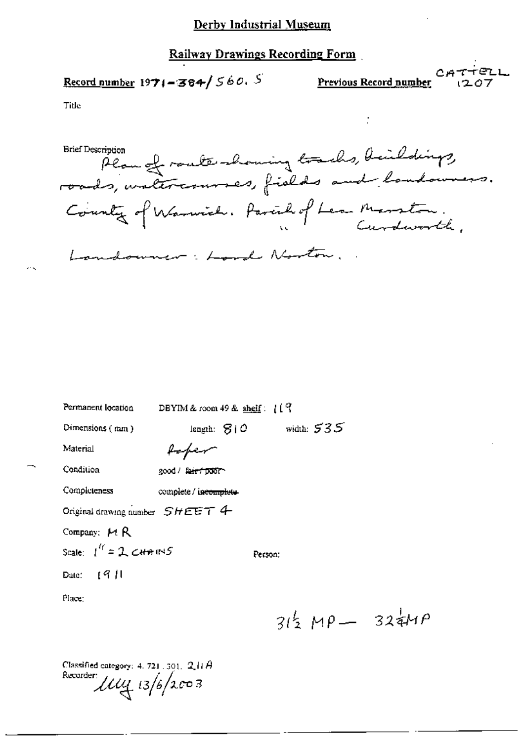# Derby Industrial Museum

## Railway Drawings Recording Form

**Record number** 1971-384/560.5

**Previous Record number** CATTELL 1207

Title

Brief Description
Plan of route showing tracks, buildings, roads, watercourses, fields and landowners.
County of Warwick. Parish of Lea Marston.
" Curdworth,
Landowner: Lord Norton.

Permanent location DBYIM & room 49 & shelf: 119

Dimensions (mm) length: 810 width: 535

Material paper

Condition good / ~~fair / poor~~

Completeness complete / ~~incomplete~~

Original drawing number SHEET 4

Company: MR

Scale: 1" = 2 CHAINS

Person:

Date: 1911

Place:

$31\frac{1}{2}$ MP — $32\frac{1}{4}$ MP

Classified category: 4. 721. 301. 2.11A

Recorder: *MY* 13/6/2003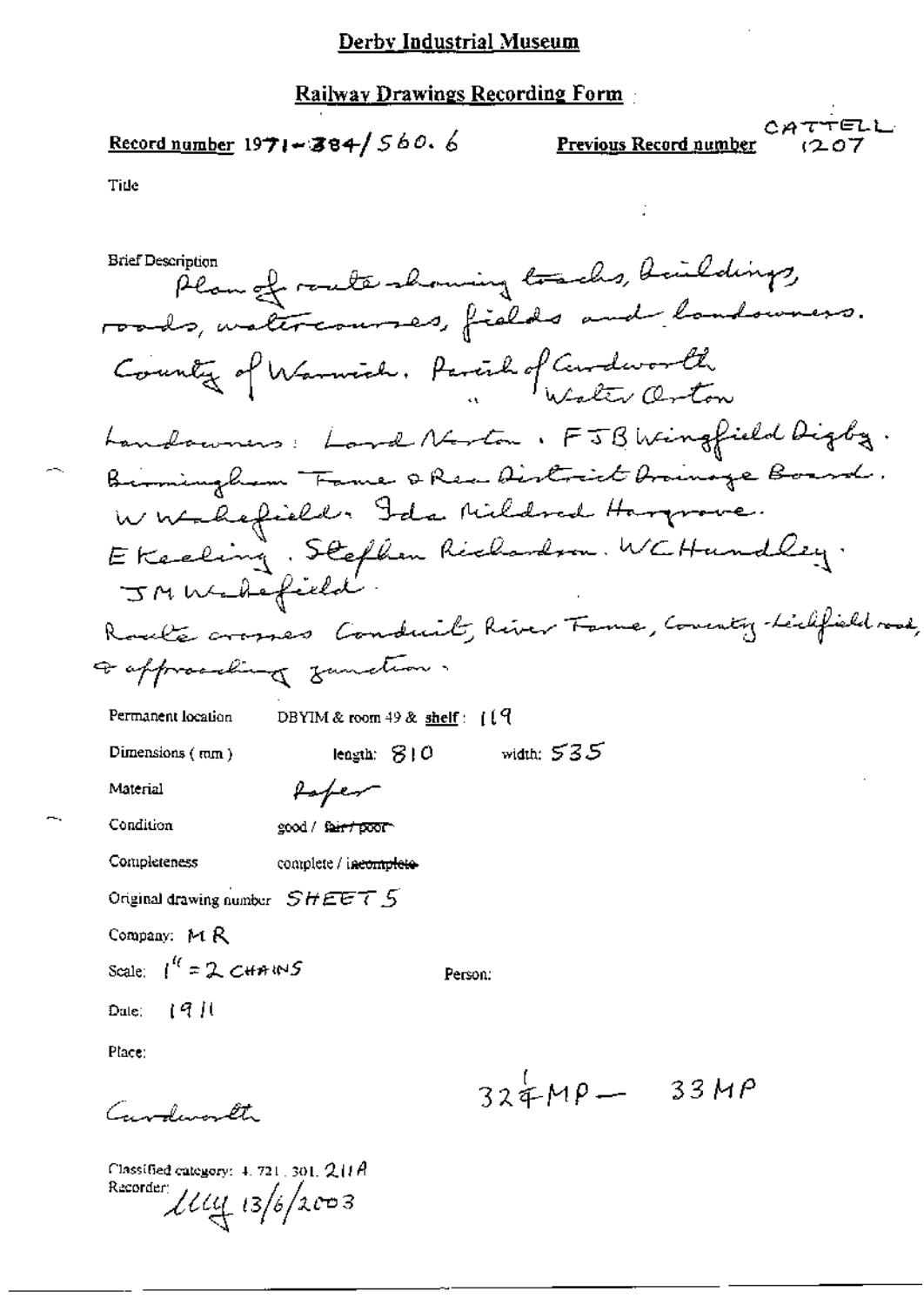# Derby Industrial Museum

## Railway Drawings Recording Form

**Record number** 1971-384/560.6 **Previous Record number** CATTELL 1207

Title

Brief Description
Plan of route showing tracks, buildings, roads, watercourses, fields and landowners.
County of Warwick. Parish of Curdworth
" Water Orton
Landowners: Lord Norton. FJB Wingfield Digby.
Birmingham Tame & Rea District Drainage Board.
W Wakefield. Ida Mildred Hargrave.
E Keeling. Stephen Richardson. WC Hundley.
JM Wakefield.
Route crosses Conduit, River Tame, Coventry-Lichfield road, & approaching junction.

Permanent location DBYIM & room 49 & shelf: 119

Dimensions (mm) length: 810 width: 535

Material Paper

Condition good / ~~fair / poor~~

Completeness complete / ~~incomplete~~

Original drawing number SHEET 5

Company: MR

Scale: 1" = 2 CHAINS

Person:

Date: 1911

Place:

Curdworth

32¼MP — 33MP

Classified category: 4.721.301.211A
Recorder: lllly 13/6/2003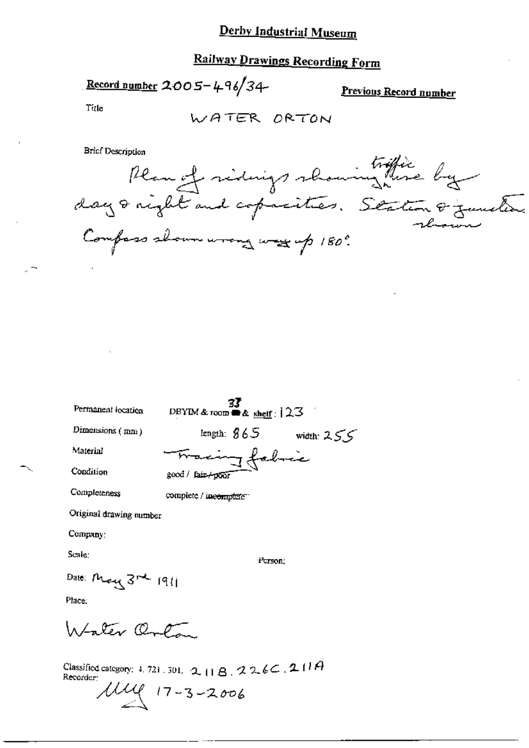# Derby Industrial Museum

## Railway Drawings Recording Form

**Record number** 2005-496/34

**Previous Record number**

Title

WATER ORTON

Brief Description

Plan of sidings showing traffic use by day & night and capacities. Station & junction shown. Compass shown wrong way up 180°.

Permanent location: DBYIM & room 37 & shelf: 123

Dimensions (mm): length: 865 width: 255

Material: Tracing fabric

Condition: good / ~~fair / poor~~

Completeness: complete / ~~incomplete~~

Original drawing number

Company:

Scale:

Person:

Date: May 3rd 1911

Place:

Water Orton

Classified category: 4. 721. 301. 211B. 226C. 211A

Recorder:

MMG 17-3-2006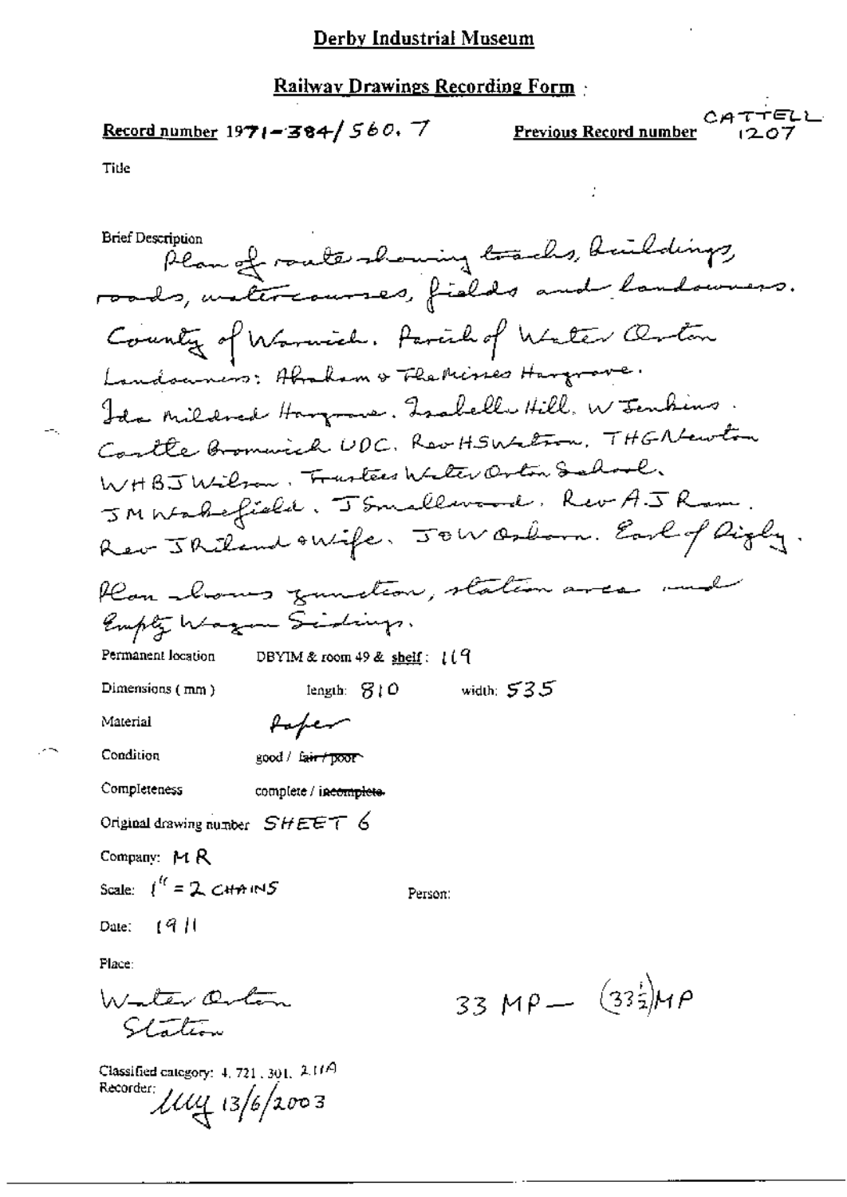## Derby Industrial Museum

### Railway Drawings Recording Form :

**Record number** 1971-384/560.7 **Previous Record number** CATTELL 1207

Title

Brief Description
Plan of route showing tracks, buildings, roads, watercourses, fields and landowners.
County of Warwick. Parish of Water Orton
Landowners: Abraham & The Misses Hargrave.
Ida Mildred Hargrave. Isabella Hill. W Jenkins.
Castle Bromwich UDC. Rev H S Walton. T H G Newton
W H B J Wilson. Trustees Water Orton School.
J M Wakefield. J Smallwood. Rev A J Ram.
Rev J Riland & wife. J O W Osborn. Earl of Digby.
Plan shows junction, station area and Empty Wagon Sidings.

Permanent location DBYIM & room 49 & shelf : 119

Dimensions ( mm ) length: 810 width: 535

Material Paper

Condition good / ~~fair / poor~~

Completeness complete / ~~incomplete~~

Original drawing number SHEET 6

Company: MR

Scale: 1" = 2 CHAINS

Person:

Date: 1911

Place:
Water Orton
Station

33 MP — ($33\frac{1}{2}$) MP

Classified category: 4.721.301. 2.11A
Recorder: MM 13/6/2003